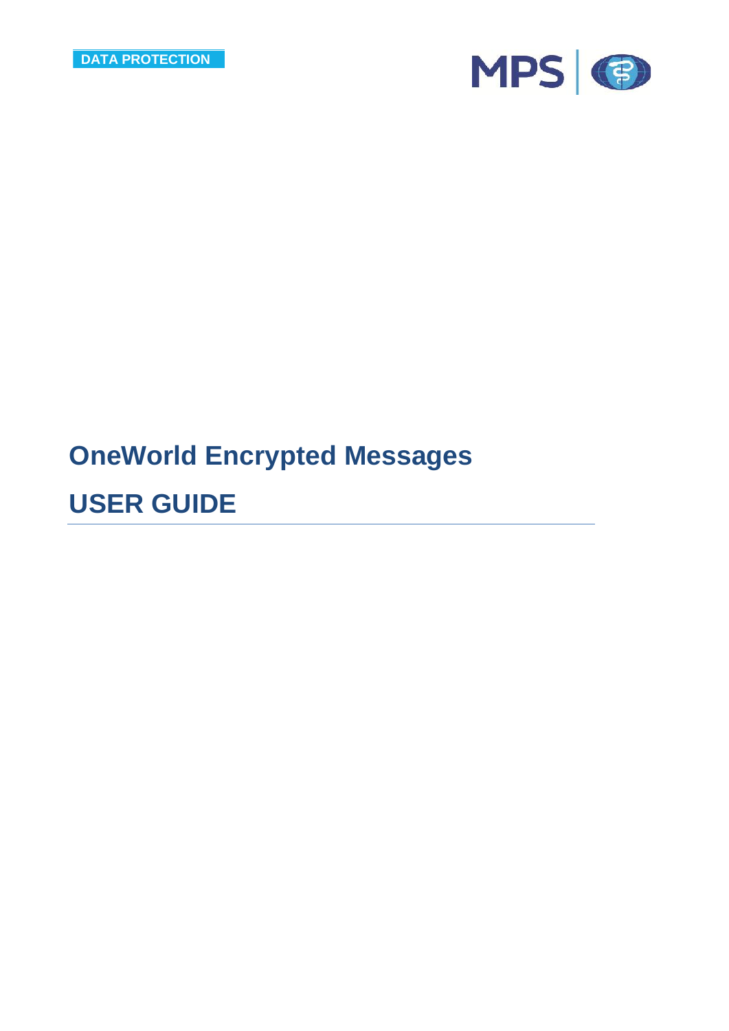DATA PROTECTION

MPS

# OneWorld Encrypted Messages

# USER GUIDE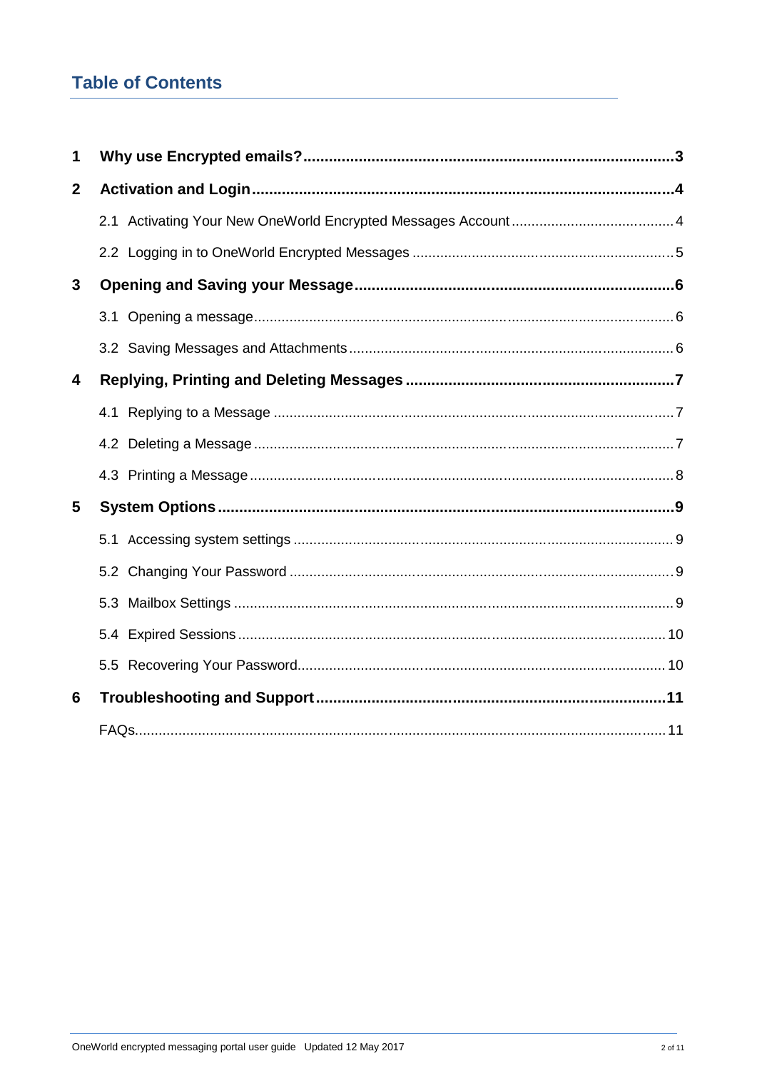## Table of Contents

**1 Why use Encrypted emails?** ..... **3**

**2 Activation and Login** ..... **4**

- 2.1 Activating Your New OneWorld Encrypted Messages Account ..... 4
- 2.2 Logging in to OneWorld Encrypted Messages ..... 5

**3 Opening and Saving your Message** ..... **6**

- 3.1 Opening a message ..... 6
- 3.2 Saving Messages and Attachments ..... 6

**4 Replying, Printing and Deleting Messages** ..... **7**

- 4.1 Replying to a Message ..... 7
- 4.2 Deleting a Message ..... 7
- 4.3 Printing a Message ..... 8

**5 System Options** ..... **9**

- 5.1 Accessing system settings ..... 9
- 5.2 Changing Your Password ..... 9
- 5.3 Mailbox Settings ..... 9
- 5.4 Expired Sessions ..... 10
- 5.5 Recovering Your Password ..... 10

**6 Troubleshooting and Support** ..... **11**

- FAQs ..... 11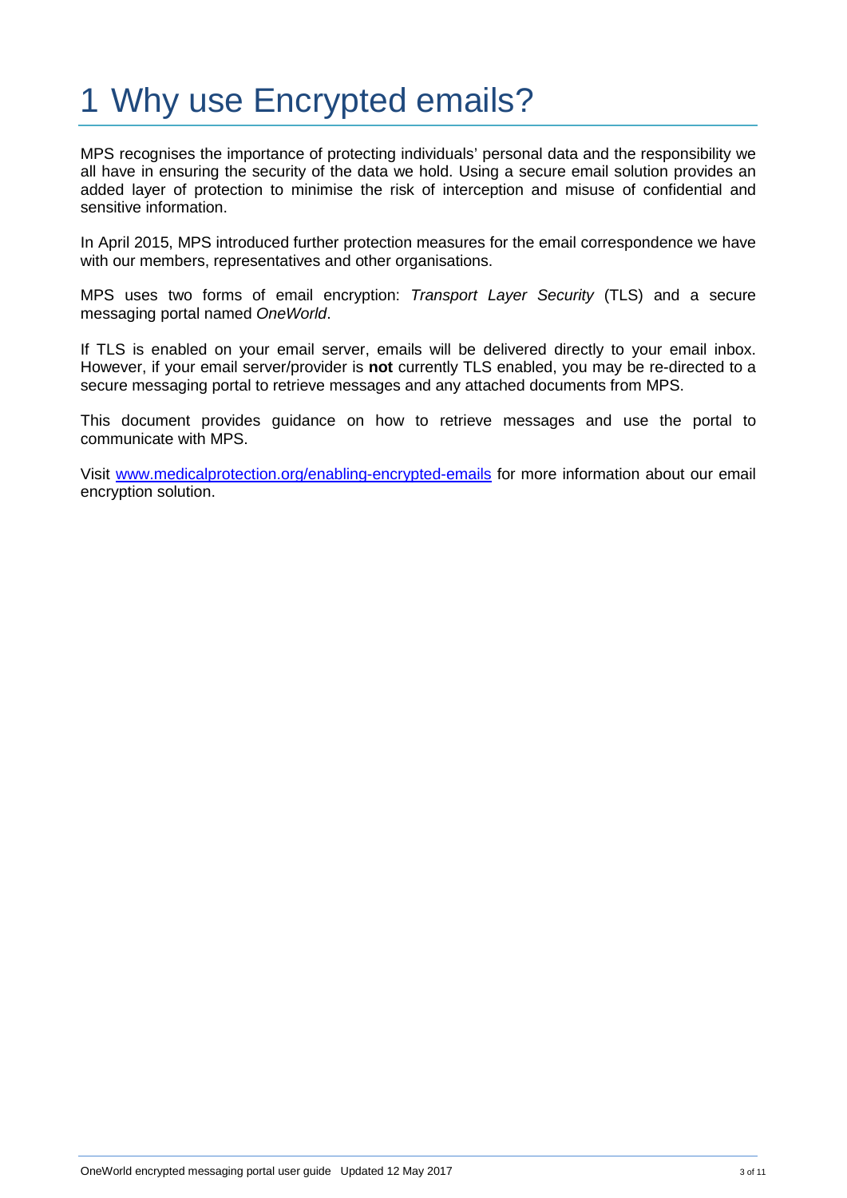# 1 Why use Encrypted emails?

MPS recognises the importance of protecting individuals' personal data and the responsibility we all have in ensuring the security of the data we hold. Using a secure email solution provides an added layer of protection to minimise the risk of interception and misuse of confidential and sensitive information.

In April 2015, MPS introduced further protection measures for the email correspondence we have with our members, representatives and other organisations.

MPS uses two forms of email encryption: *Transport Layer Security* (TLS) and a secure messaging portal named *OneWorld*.

If TLS is enabled on your email server, emails will be delivered directly to your email inbox. However, if your email server/provider is **not** currently TLS enabled, you may be re-directed to a secure messaging portal to retrieve messages and any attached documents from MPS.

This document provides guidance on how to retrieve messages and use the portal to communicate with MPS.

Visit [www.medicalprotection.org/enabling-encrypted-emails](www.medicalprotection.org/enabling-encrypted-emails) for more information about our email encryption solution.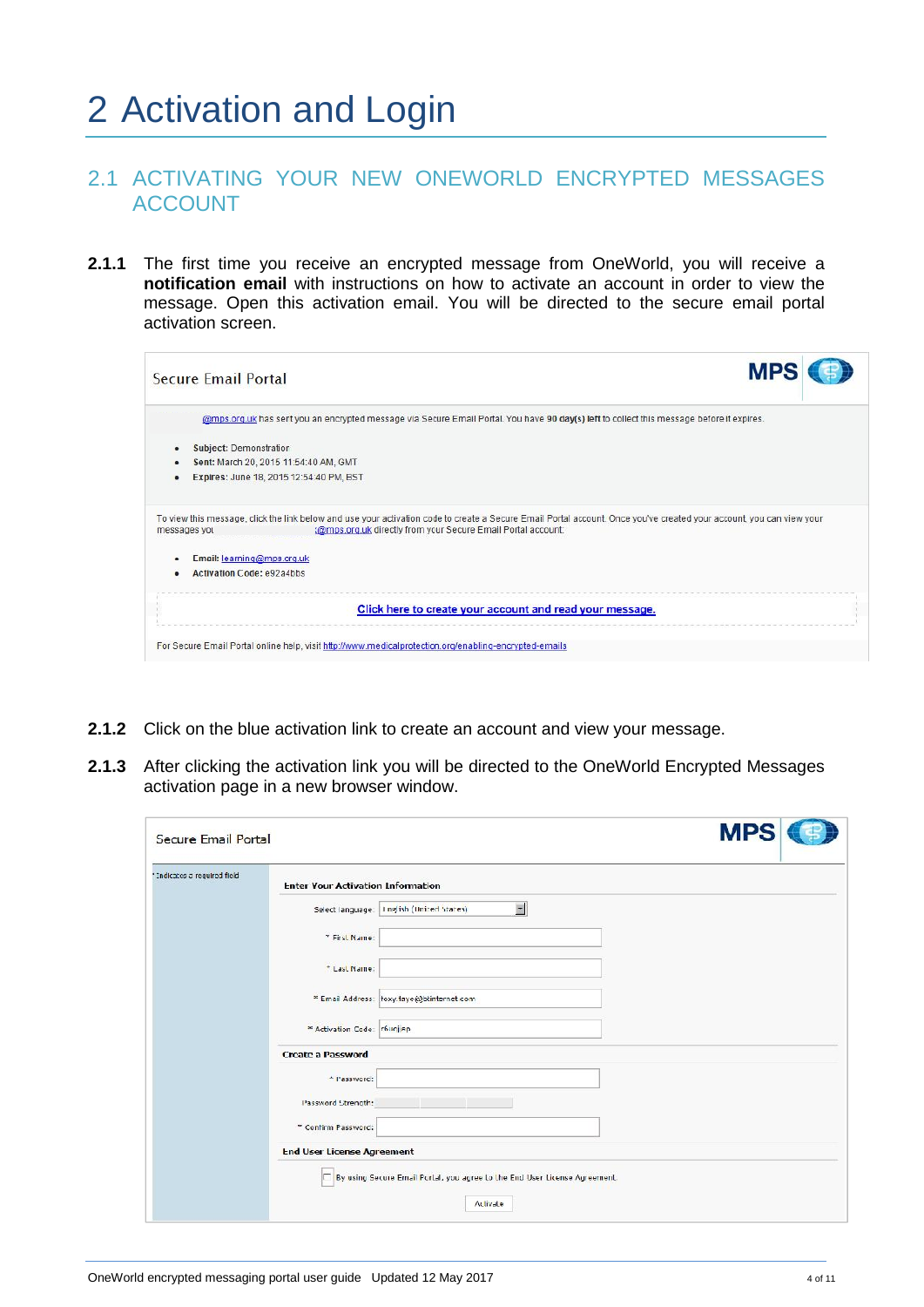# 2 Activation and Login

## 2.1 ACTIVATING YOUR NEW ONEWORLD ENCRYPTED MESSAGES ACCOUNT

**2.1.1** The first time you receive an encrypted message from OneWorld, you will receive a **notification email** with instructions on how to activate an account in order to view the message. Open this activation email. You will be directed to the secure email portal activation screen.

**2.1.2** Click on the blue activation link to create an account and view your message.

**2.1.3** After clicking the activation link you will be directed to the OneWorld Encrypted Messages activation page in a new browser window.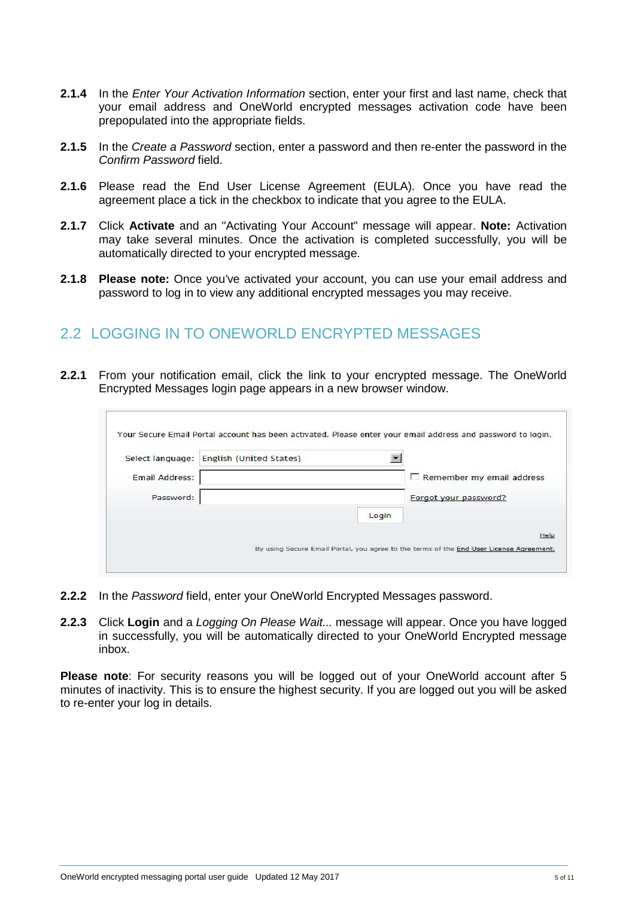**2.1.4** In the *Enter Your Activation Information* section, enter your first and last name, check that your email address and OneWorld encrypted messages activation code have been prepopulated into the appropriate fields.

**2.1.5** In the *Create a Password* section, enter a password and then re-enter the password in the *Confirm Password* field.

**2.1.6** Please read the End User License Agreement (EULA). Once you have read the agreement place a tick in the checkbox to indicate that you agree to the EULA.

**2.1.7** Click **Activate** and an "Activating Your Account" message will appear. **Note:** Activation may take several minutes. Once the activation is completed successfully, you will be automatically directed to your encrypted message.

**2.1.8** **Please note:** Once you've activated your account, you can use your email address and password to log in to view any additional encrypted messages you may receive.

## 2.2 LOGGING IN TO ONEWORLD ENCRYPTED MESSAGES

**2.2.1** From your notification email, click the link to your encrypted message. The OneWorld Encrypted Messages login page appears in a new browser window.

Your Secure Email Portal account has been activated. Please enter your email address and password to login.

Select language: English (United States)

Email Address: [ ] Remember my email address

Password: Forgot your password?

Login

Help

By using Secure Email Portal, you agree to the terms of the End User License Agreement.

**2.2.2** In the *Password* field, enter your OneWorld Encrypted Messages password.

**2.2.3** Click **Login** and a *Logging On Please Wait...* message will appear. Once you have logged in successfully, you will be automatically directed to your OneWorld Encrypted message inbox.

**Please note**: For security reasons you will be logged out of your OneWorld account after 5 minutes of inactivity. This is to ensure the highest security. If you are logged out you will be asked to re-enter your log in details.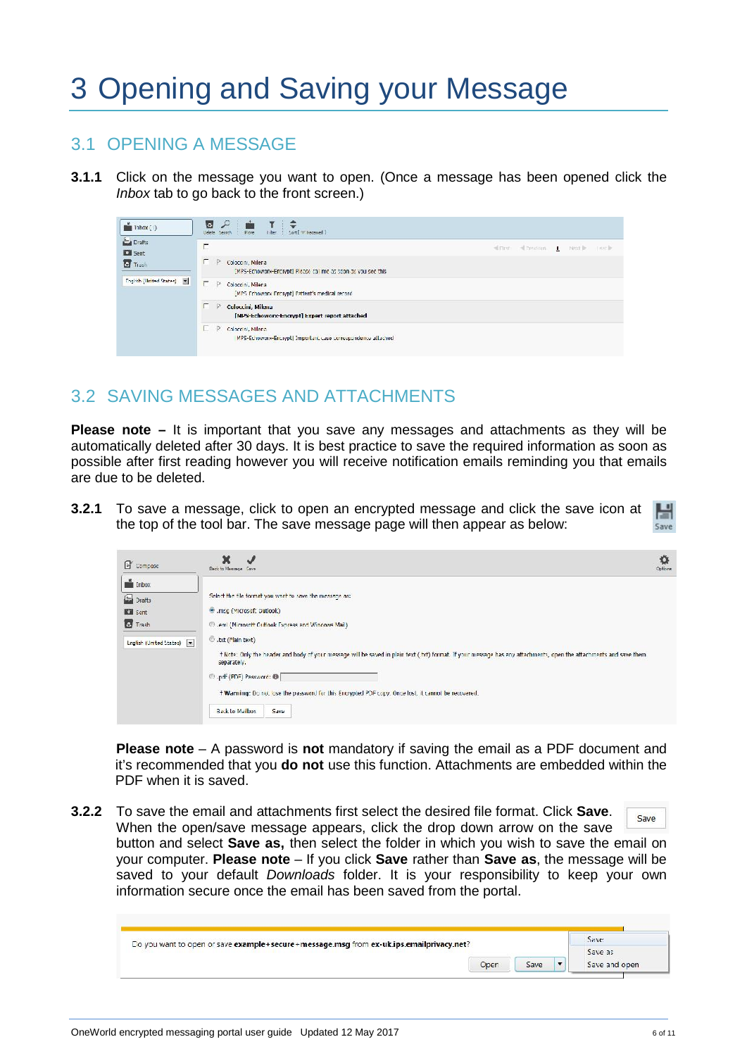# 3 Opening and Saving your Message

## 3.1 OPENING A MESSAGE

**3.1.1** Click on the message you want to open. (Once a message has been opened click the *Inbox* tab to go back to the front screen.)

## 3.2 SAVING MESSAGES AND ATTACHMENTS

**Please note –** It is important that you save any messages and attachments as they will be automatically deleted after 30 days. It is best practice to save the required information as soon as possible after first reading however you will receive notification emails reminding you that emails are due to be deleted.

**3.2.1** To save a message, click to open an encrypted message and click the save icon at the top of the tool bar. The save message page will then appear as below:

**Please note** – A password is **not** mandatory if saving the email as a PDF document and it's recommended that you **do not** use this function. Attachments are embedded within the PDF when it is saved.

**3.2.2** To save the email and attachments first select the desired file format. Click **Save**. When the open/save message appears, click the drop down arrow on the save button and select **Save as,** then select the folder in which you wish to save the email on your computer. **Please note** – If you click **Save** rather than **Save as**, the message will be saved to your default *Downloads* folder. It is your responsibility to keep your own information secure once the email has been saved from the portal.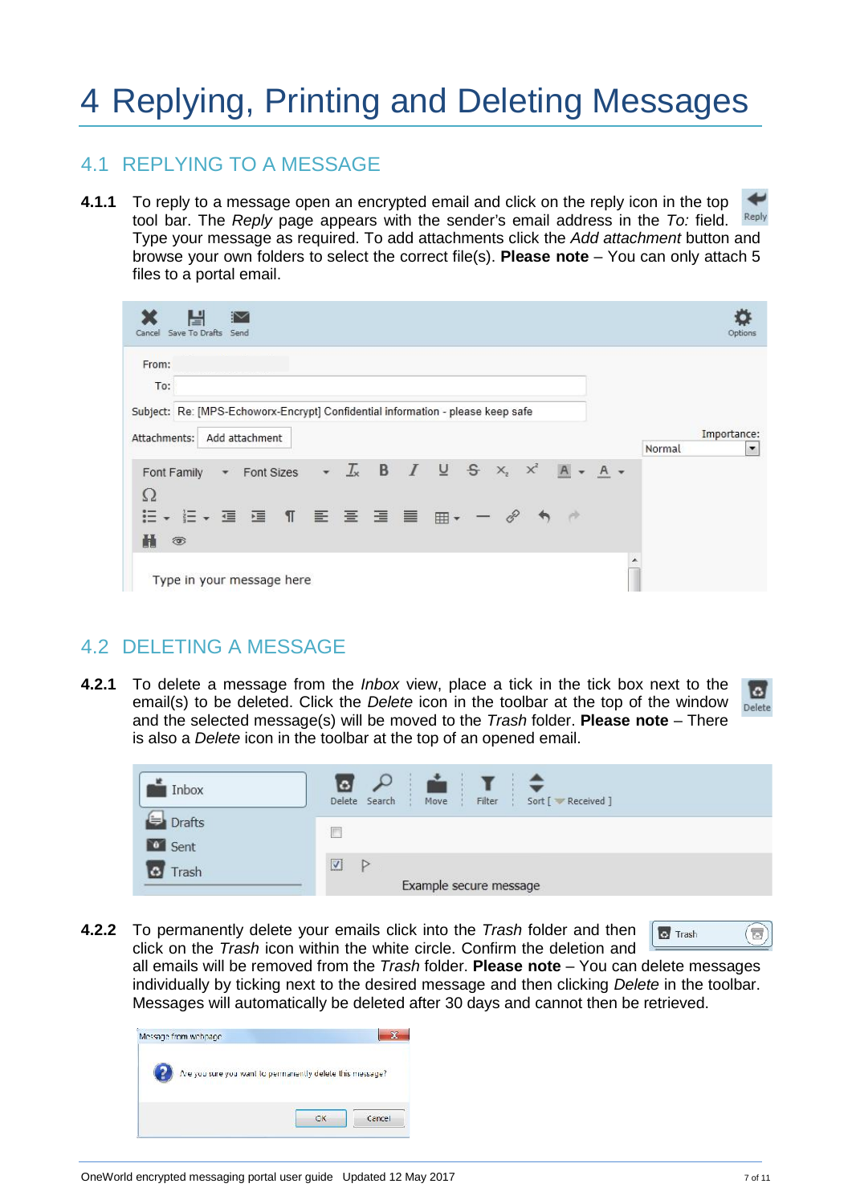# 4 Replying, Printing and Deleting Messages

## 4.1 REPLYING TO A MESSAGE

**4.1.1** To reply to a message open an encrypted email and click on the reply icon in the top tool bar. The *Reply* page appears with the sender's email address in the *To:* field. Type your message as required. To add attachments click the *Add attachment* button and browse your own folders to select the correct file(s). **Please note** – You can only attach 5 files to a portal email.

## 4.2 DELETING A MESSAGE

**4.2.1** To delete a message from the *Inbox* view, place a tick in the tick box next to the email(s) to be deleted. Click the *Delete* icon in the toolbar at the top of the window and the selected message(s) will be moved to the *Trash* folder. **Please note** – There is also a *Delete* icon in the toolbar at the top of an opened email.

**4.2.2** To permanently delete your emails click into the *Trash* folder and then click on the *Trash* icon within the white circle. Confirm the deletion and all emails will be removed from the *Trash* folder. **Please note** – You can delete messages individually by ticking next to the desired message and then clicking *Delete* in the toolbar. Messages will automatically be deleted after 30 days and cannot then be retrieved.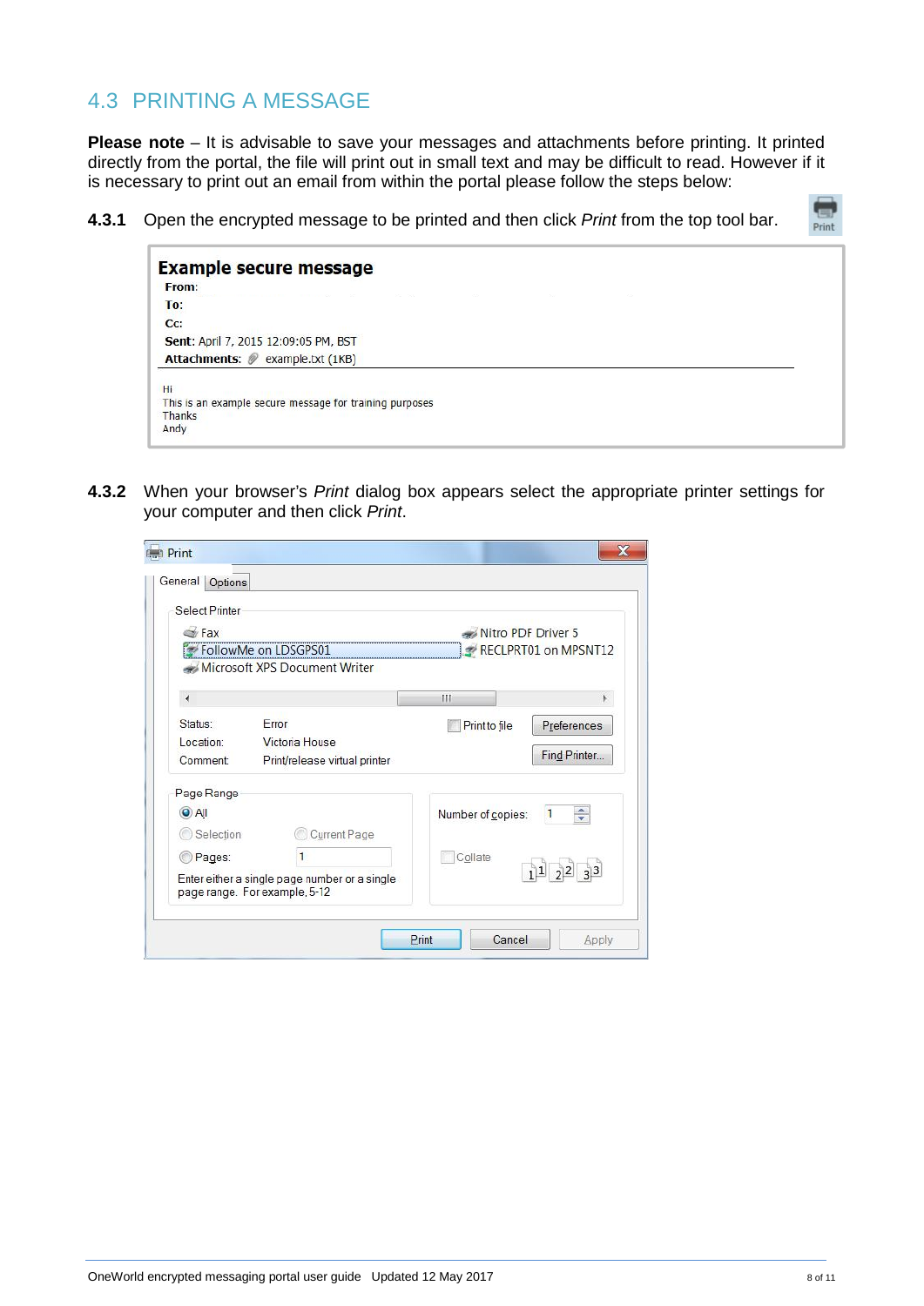## 4.3 PRINTING A MESSAGE

**Please note** – It is advisable to save your messages and attachments before printing. It printed directly from the portal, the file will print out in small text and may be difficult to read. However if it is necessary to print out an email from within the portal please follow the steps below:

**4.3.1** Open the encrypted message to be printed and then click *Print* from the top tool bar.

**4.3.2** When your browser's *Print* dialog box appears select the appropriate printer settings for your computer and then click *Print*.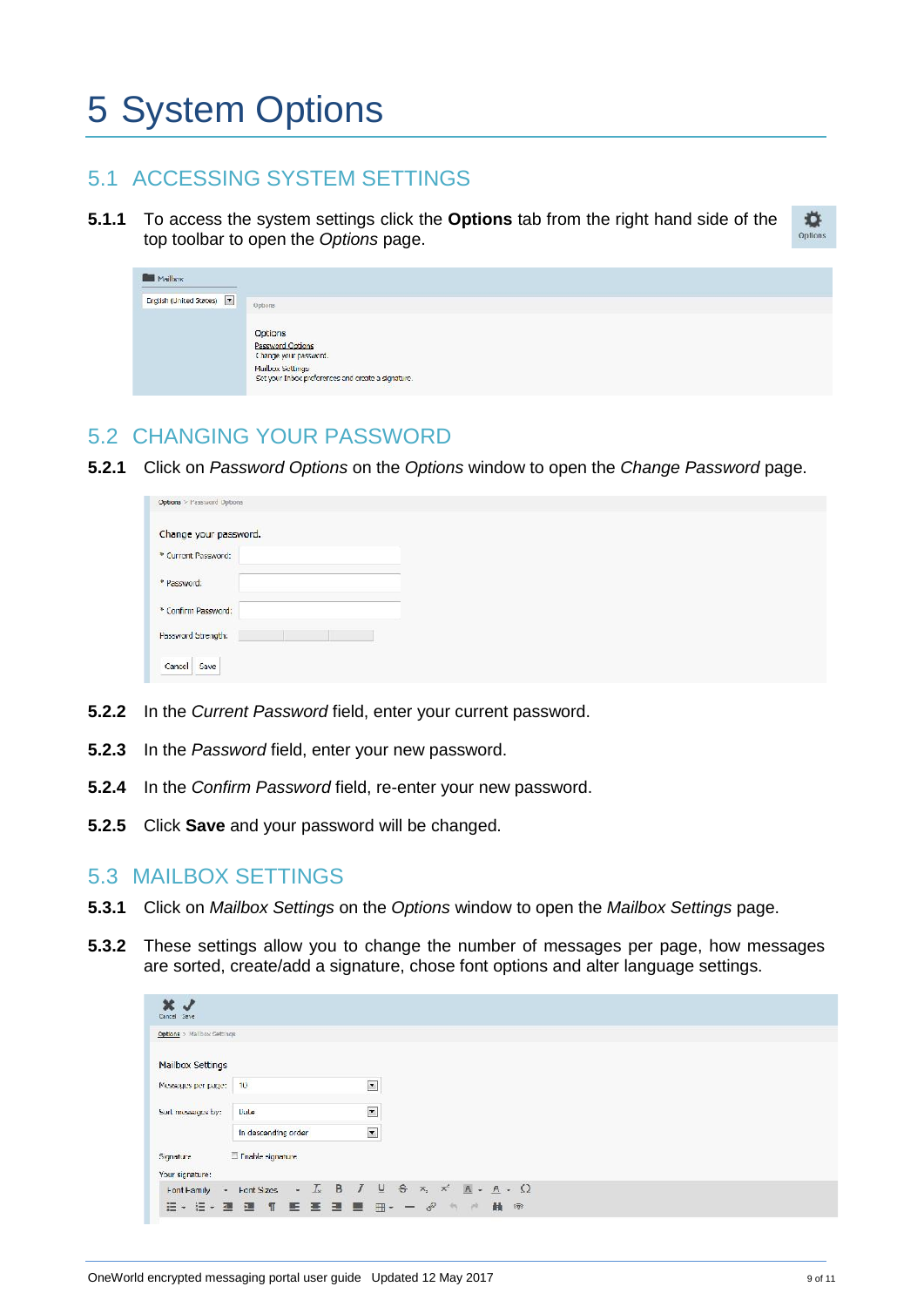# 5 System Options

## 5.1 ACCESSING SYSTEM SETTINGS

**5.1.1** To access the system settings click the **Options** tab from the right hand side of the top toolbar to open the *Options* page.

## 5.2 CHANGING YOUR PASSWORD

**5.2.1** Click on *Password Options* on the *Options* window to open the *Change Password* page.

**5.2.2** In the *Current Password* field, enter your current password.

**5.2.3** In the *Password* field, enter your new password.

**5.2.4** In the *Confirm Password* field, re-enter your new password.

**5.2.5** Click **Save** and your password will be changed.

## 5.3 MAILBOX SETTINGS

**5.3.1** Click on *Mailbox Settings* on the *Options* window to open the *Mailbox Settings* page.

**5.3.2** These settings allow you to change the number of messages per page, how messages are sorted, create/add a signature, chose font options and alter language settings.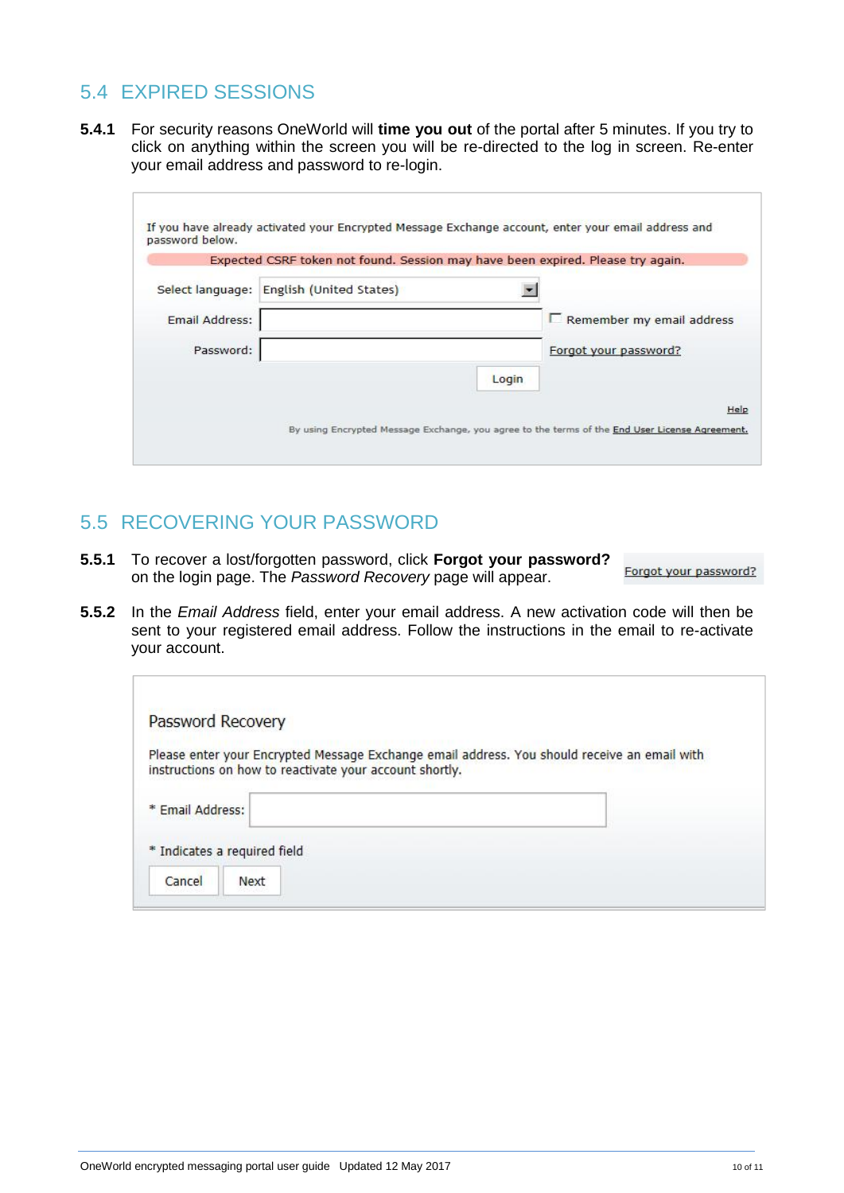## 5.4 EXPIRED SESSIONS

**5.4.1** For security reasons OneWorld will **time you out** of the portal after 5 minutes. If you try to click on anything within the screen you will be re-directed to the log in screen. Re-enter your email address and password to re-login.

If you have already activated your Encrypted Message Exchange account, enter your email address and password below.

Expected CSRF token not found. Session may have been expired. Please try again.

Select language: English (United States)

Email Address: ☐ Remember my email address

Password: Forgot your password?

Login

Help

By using Encrypted Message Exchange, you agree to the terms of the End User License Agreement.

## 5.5 RECOVERING YOUR PASSWORD

**5.5.1** To recover a lost/forgotten password, click **Forgot your password?** on the login page. The *Password Recovery* page will appear.

Forgot your password?

**5.5.2** In the *Email Address* field, enter your email address. A new activation code will then be sent to your registered email address. Follow the instructions in the email to re-activate your account.

Password Recovery

Please enter your Encrypted Message Exchange email address. You should receive an email with instructions on how to reactivate your account shortly.

* Email Address:

* Indicates a required field

Cancel Next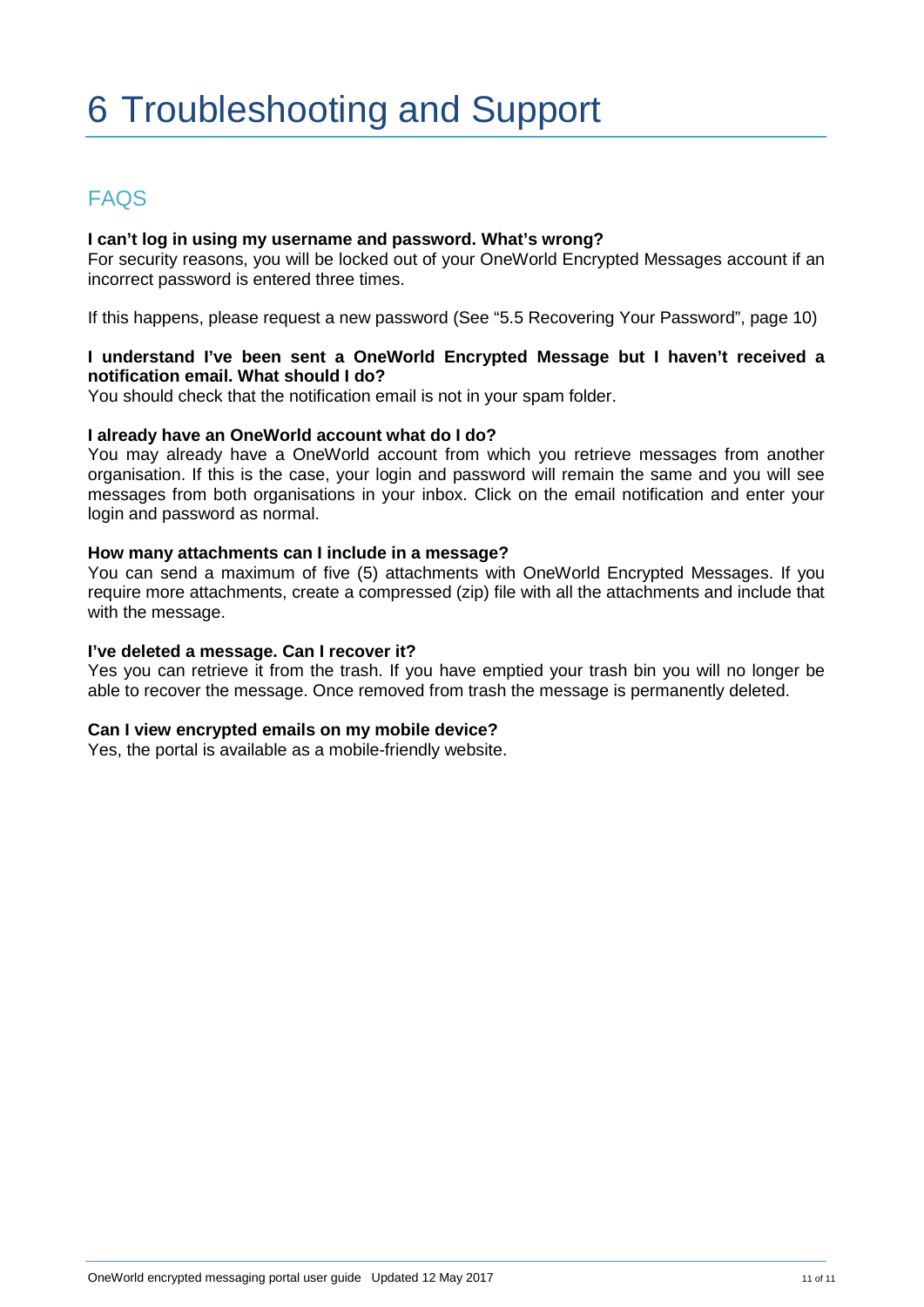# 6 Troubleshooting and Support

## FAQS

**I can't log in using my username and password. What's wrong?**
For security reasons, you will be locked out of your OneWorld Encrypted Messages account if an incorrect password is entered three times.

If this happens, please request a new password (See "5.5 Recovering Your Password", page 10)

**I understand I've been sent a OneWorld Encrypted Message but I haven't received a notification email. What should I do?**
You should check that the notification email is not in your spam folder.

**I already have an OneWorld account what do I do?**
You may already have a OneWorld account from which you retrieve messages from another organisation. If this is the case, your login and password will remain the same and you will see messages from both organisations in your inbox. Click on the email notification and enter your login and password as normal.

**How many attachments can I include in a message?**
You can send a maximum of five (5) attachments with OneWorld Encrypted Messages. If you require more attachments, create a compressed (zip) file with all the attachments and include that with the message.

**I've deleted a message. Can I recover it?**
Yes you can retrieve it from the trash. If you have emptied your trash bin you will no longer be able to recover the message. Once removed from trash the message is permanently deleted.

**Can I view encrypted emails on my mobile device?**
Yes, the portal is available as a mobile-friendly website.